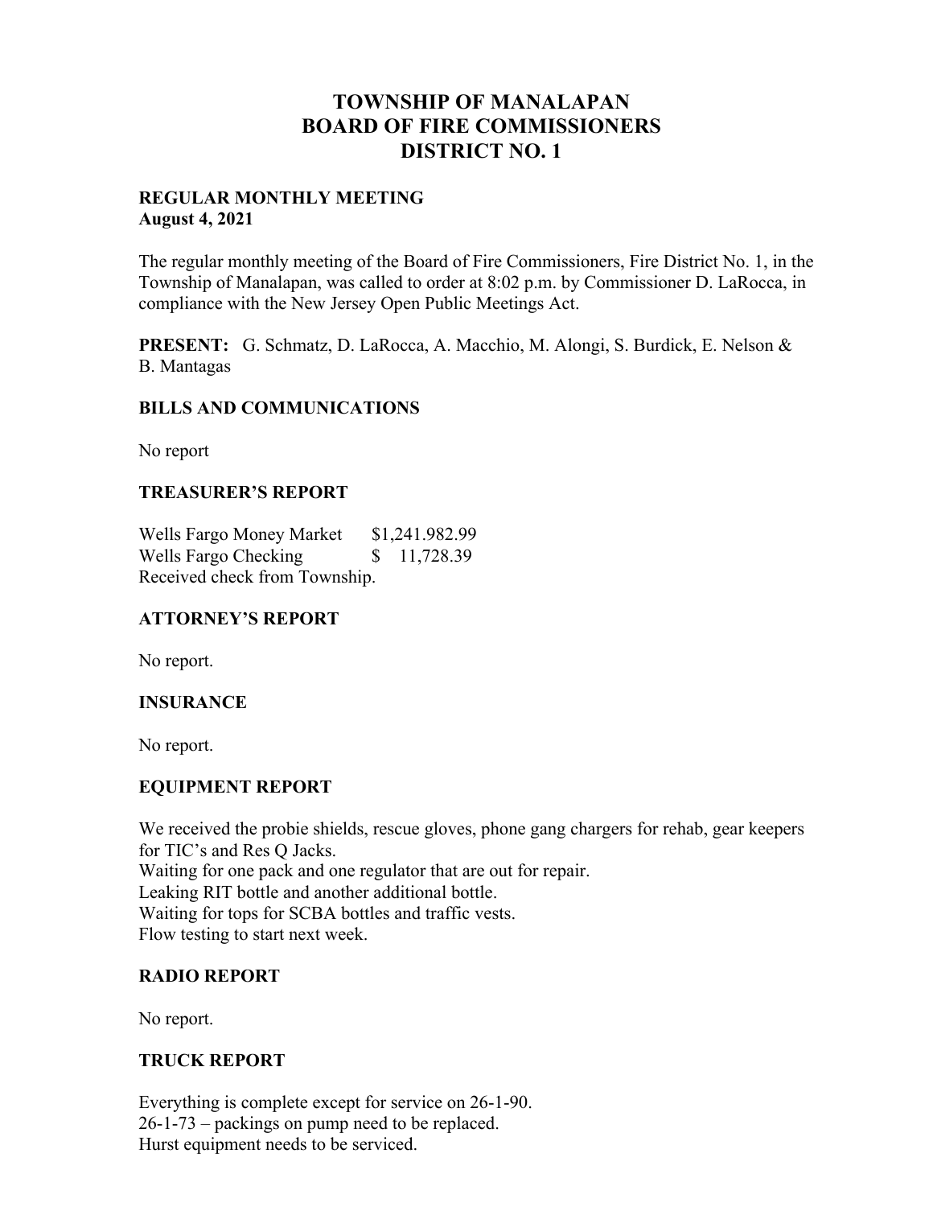# TOWNSHIP OF MANALAPAN
# BOARD OF FIRE COMMISSIONERS
# DISTRICT NO. 1

**REGULAR MONTHLY MEETING**
**August 4, 2021**

The regular monthly meeting of the Board of Fire Commissioners, Fire District No. 1, in the Township of Manalapan, was called to order at 8:02 p.m. by Commissioner D. LaRocca, in compliance with the New Jersey Open Public Meetings Act.

**PRESENT:** G. Schmatz, D. LaRocca, A. Macchio, M. Alongi, S. Burdick, E. Nelson & B. Mantagas

## BILLS AND COMMUNICATIONS

No report

## TREASURER'S REPORT

Wells Fargo Money Market $1,241.982.99
Wells Fargo Checking $ 11,728.39
Received check from Township.

## ATTORNEY'S REPORT

No report.

## INSURANCE

No report.

## EQUIPMENT REPORT

We received the probie shields, rescue gloves, phone gang chargers for rehab, gear keepers for TIC's and Res Q Jacks.
Waiting for one pack and one regulator that are out for repair.
Leaking RIT bottle and another additional bottle.
Waiting for tops for SCBA bottles and traffic vests.
Flow testing to start next week.

## RADIO REPORT

No report.

## TRUCK REPORT

Everything is complete except for service on 26-1-90.
26-1-73 – packings on pump need to be replaced.
Hurst equipment needs to be serviced.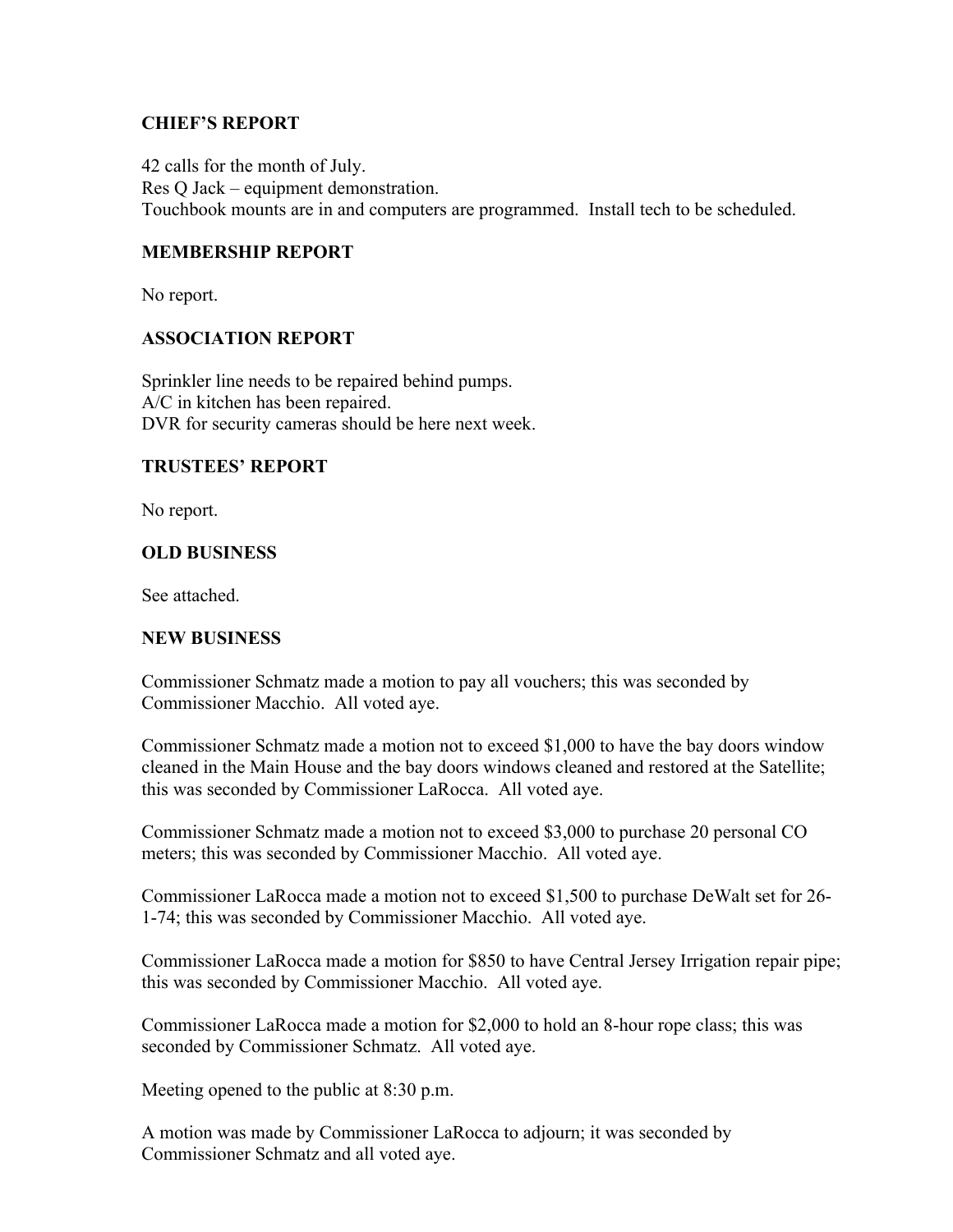## CHIEF'S REPORT

42 calls for the month of July.
Res Q Jack – equipment demonstration.
Touchbook mounts are in and computers are programmed. Install tech to be scheduled.

## MEMBERSHIP REPORT

No report.

## ASSOCIATION REPORT

Sprinkler line needs to be repaired behind pumps.
A/C in kitchen has been repaired.
DVR for security cameras should be here next week.

## TRUSTEES' REPORT

No report.

## OLD BUSINESS

See attached.

## NEW BUSINESS

Commissioner Schmatz made a motion to pay all vouchers; this was seconded by Commissioner Macchio. All voted aye.

Commissioner Schmatz made a motion not to exceed $1,000 to have the bay doors window cleaned in the Main House and the bay doors windows cleaned and restored at the Satellite; this was seconded by Commissioner LaRocca. All voted aye.

Commissioner Schmatz made a motion not to exceed $3,000 to purchase 20 personal CO meters; this was seconded by Commissioner Macchio. All voted aye.

Commissioner LaRocca made a motion not to exceed $1,500 to purchase DeWalt set for 26-1-74; this was seconded by Commissioner Macchio. All voted aye.

Commissioner LaRocca made a motion for $850 to have Central Jersey Irrigation repair pipe; this was seconded by Commissioner Macchio. All voted aye.

Commissioner LaRocca made a motion for $2,000 to hold an 8-hour rope class; this was seconded by Commissioner Schmatz. All voted aye.

Meeting opened to the public at 8:30 p.m.

A motion was made by Commissioner LaRocca to adjourn; it was seconded by Commissioner Schmatz and all voted aye.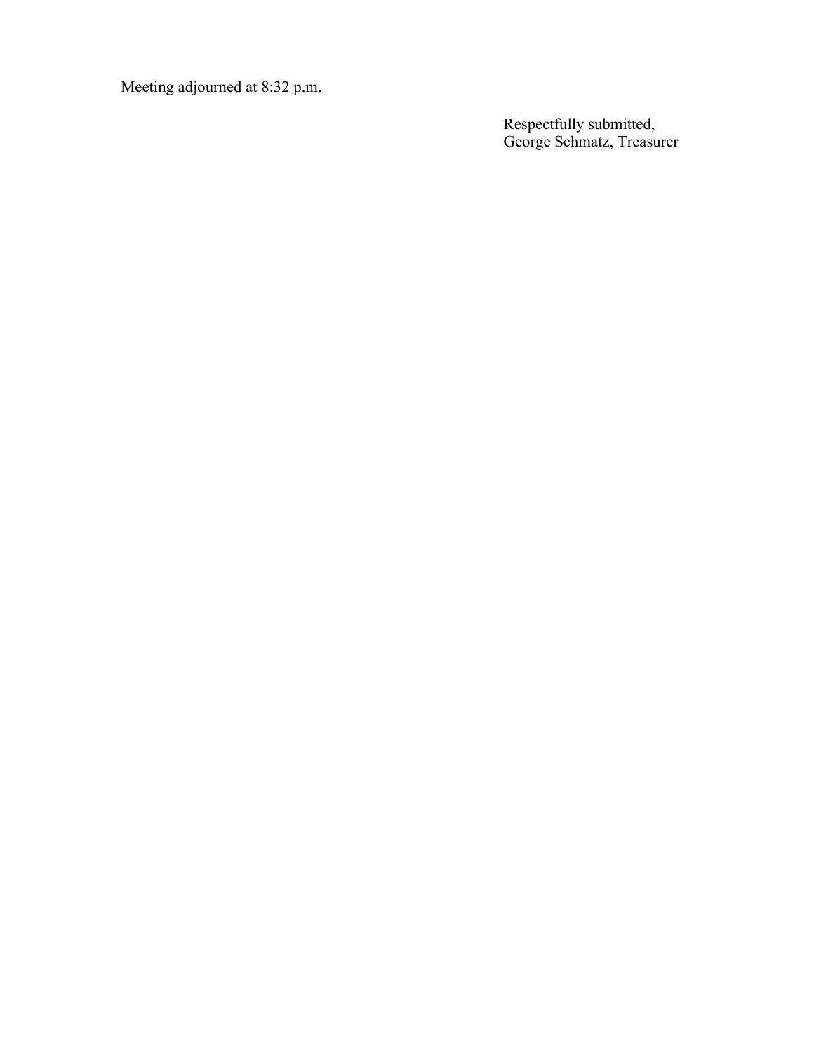Meeting adjourned at 8:32 p.m.

Respectfully submitted,
George Schmatz, Treasurer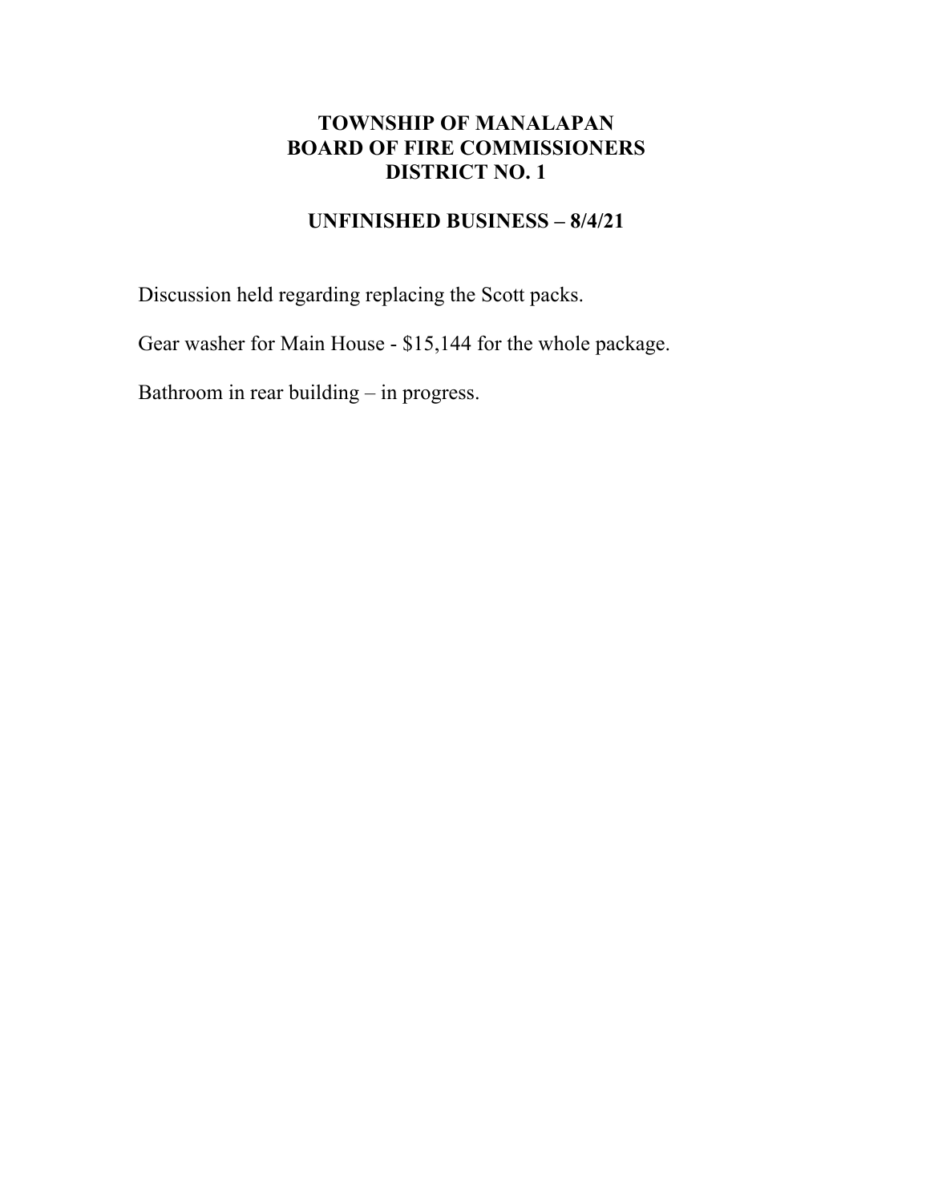# TOWNSHIP OF MANALAPAN
# BOARD OF FIRE COMMISSIONERS
# DISTRICT NO. 1

## UNFINISHED BUSINESS – 8/4/21

Discussion held regarding replacing the Scott packs.

Gear washer for Main House - $15,144 for the whole package.

Bathroom in rear building – in progress.